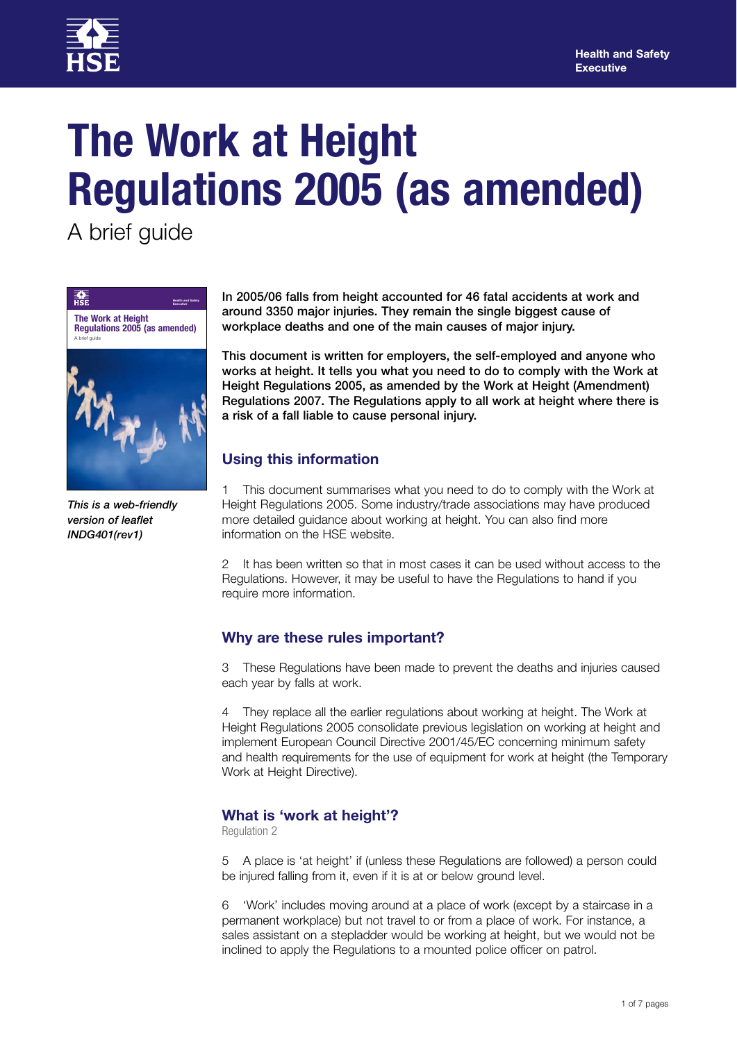# The Work at Height Regulations 2005 (as amended)

A brief guide

*This is a web-friendly version of leaflet INDG401(rev1)*

**In 2005/06 falls from height accounted for 46 fatal accidents at work and around 3350 major injuries. They remain the single biggest cause of workplace deaths and one of the main causes of major injury.**

**This document is written for employers, the self-employed and anyone who works at height. It tells you what you need to do to comply with the Work at Height Regulations 2005, as amended by the Work at Height (Amendment) Regulations 2007. The Regulations apply to all work at height where there is a risk of a fall liable to cause personal injury.**

## Using this information

1 This document summarises what you need to do to comply with the Work at Height Regulations 2005. Some industry/trade associations may have produced more detailed guidance about working at height. You can also find more information on the HSE website.

2 It has been written so that in most cases it can be used without access to the Regulations. However, it may be useful to have the Regulations to hand if you require more information.

## Why are these rules important?

3 These Regulations have been made to prevent the deaths and injuries caused each year by falls at work.

4 They replace all the earlier regulations about working at height. The Work at Height Regulations 2005 consolidate previous legislation on working at height and implement European Council Directive 2001/45/EC concerning minimum safety and health requirements for the use of equipment for work at height (the Temporary Work at Height Directive).

## What is 'work at height'?

Regulation 2

5 A place is 'at height' if (unless these Regulations are followed) a person could be injured falling from it, even if it is at or below ground level.

6 'Work' includes moving around at a place of work (except by a staircase in a permanent workplace) but not travel to or from a place of work. For instance, a sales assistant on a stepladder would be working at height, but we would not be inclined to apply the Regulations to a mounted police officer on patrol.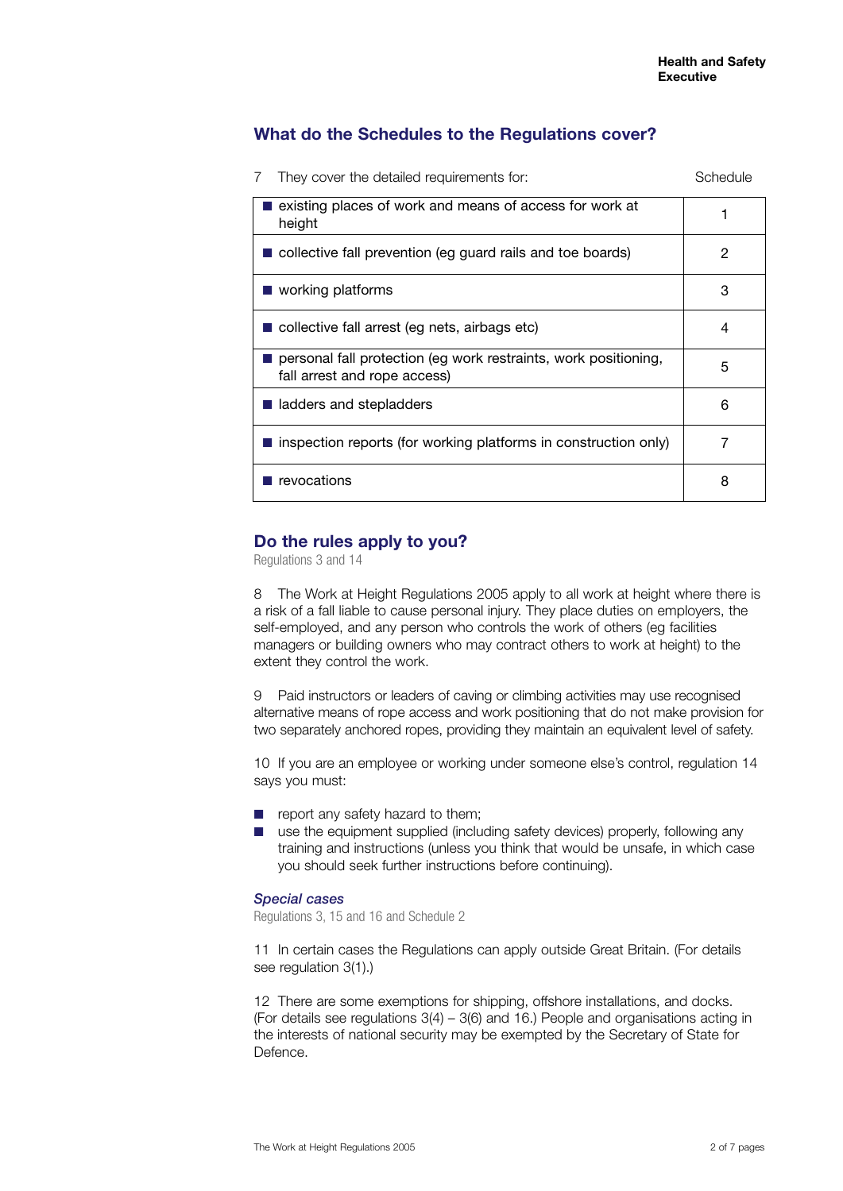## What do the Schedules to the Regulations cover?

7 They cover the detailed requirements for:

| | Schedule |
|---|---|
| ■ existing places of work and means of access for work at height | 1 |
| ■ collective fall prevention (eg guard rails and toe boards) | 2 |
| ■ working platforms | 3 |
| ■ collective fall arrest (eg nets, airbags etc) | 4 |
| ■ personal fall protection (eg work restraints, work positioning, fall arrest and rope access) | 5 |
| ■ ladders and stepladders | 6 |
| ■ inspection reports (for working platforms in construction only) | 7 |
| ■ revocations | 8 |

## Do the rules apply to you?

Regulations 3 and 14

8 The Work at Height Regulations 2005 apply to all work at height where there is a risk of a fall liable to cause personal injury. They place duties on employers, the self-employed, and any person who controls the work of others (eg facilities managers or building owners who may contract others to work at height) to the extent they control the work.

9 Paid instructors or leaders of caving or climbing activities may use recognised alternative means of rope access and work positioning that do not make provision for two separately anchored ropes, providing they maintain an equivalent level of safety.

10 If you are an employee or working under someone else's control, regulation 14 says you must:

- report any safety hazard to them;
- use the equipment supplied (including safety devices) properly, following any training and instructions (unless you think that would be unsafe, in which case you should seek further instructions before continuing).

### *Special cases*

Regulations 3, 15 and 16 and Schedule 2

11 In certain cases the Regulations can apply outside Great Britain. (For details see regulation 3(1).)

12 There are some exemptions for shipping, offshore installations, and docks. (For details see regulations 3(4) – 3(6) and 16.) People and organisations acting in the interests of national security may be exempted by the Secretary of State for Defence.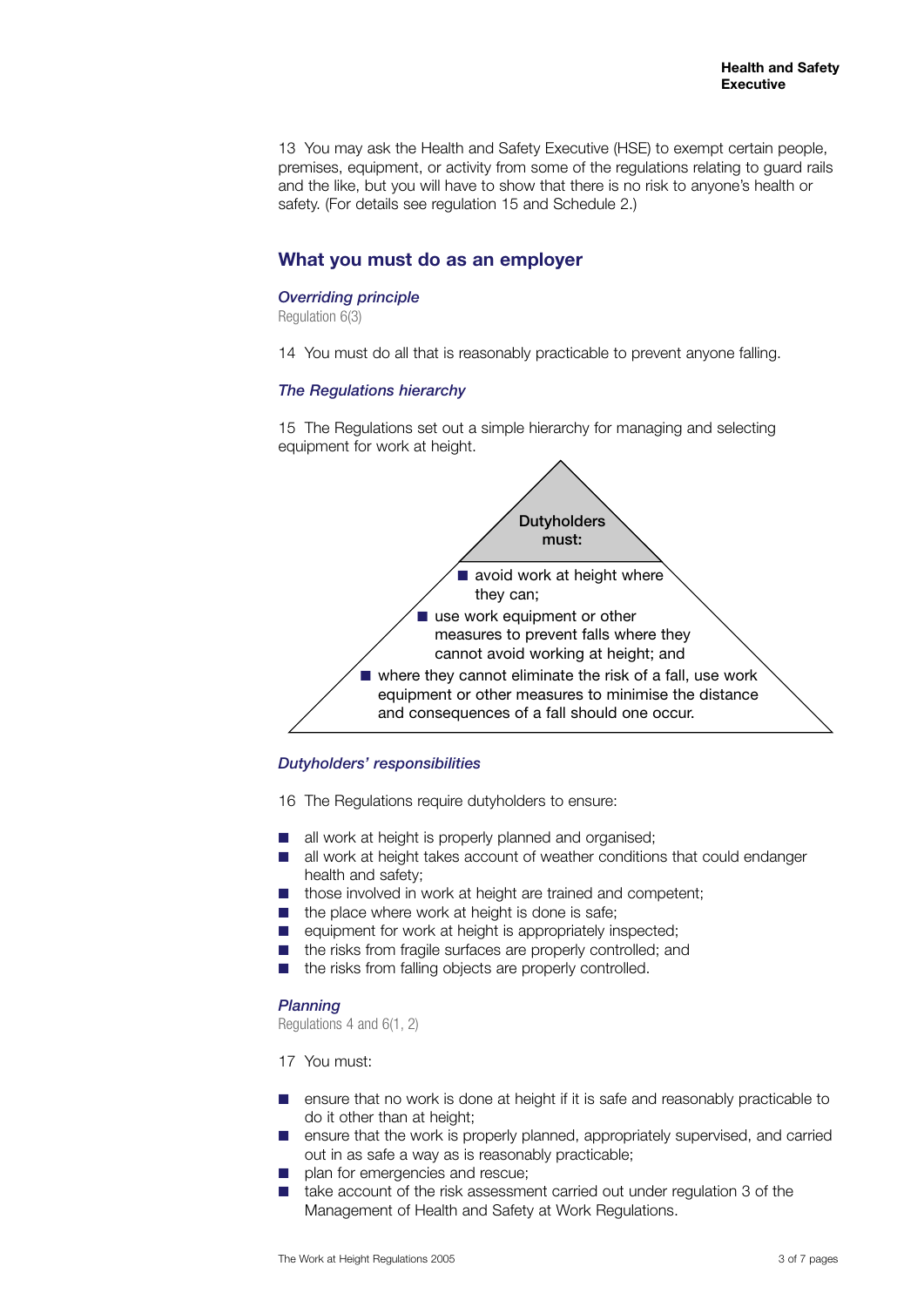13 You may ask the Health and Safety Executive (HSE) to exempt certain people, premises, equipment, or activity from some of the regulations relating to guard rails and the like, but you will have to show that there is no risk to anyone's health or safety. (For details see regulation 15 and Schedule 2.)

## What you must do as an employer

### *Overriding principle*

Regulation 6(3)

14 You must do all that is reasonably practicable to prevent anyone falling.

### *The Regulations hierarchy*

15 The Regulations set out a simple hierarchy for managing and selecting equipment for work at height.

**Dutyholders must:**

- avoid work at height where they can;
- use work equipment or other measures to prevent falls where they cannot avoid working at height; and
- where they cannot eliminate the risk of a fall, use work equipment or other measures to minimise the distance and consequences of a fall should one occur.

### *Dutyholders' responsibilities*

16 The Regulations require dutyholders to ensure:

- all work at height is properly planned and organised;
- all work at height takes account of weather conditions that could endanger health and safety;
- those involved in work at height are trained and competent;
- the place where work at height is done is safe;
- equipment for work at height is appropriately inspected;
- the risks from fragile surfaces are properly controlled; and
- the risks from falling objects are properly controlled.

### *Planning*

Regulations 4 and 6(1, 2)

17 You must:

- ensure that no work is done at height if it is safe and reasonably practicable to do it other than at height;
- ensure that the work is properly planned, appropriately supervised, and carried out in as safe a way as is reasonably practicable;
- plan for emergencies and rescue;
- take account of the risk assessment carried out under regulation 3 of the Management of Health and Safety at Work Regulations.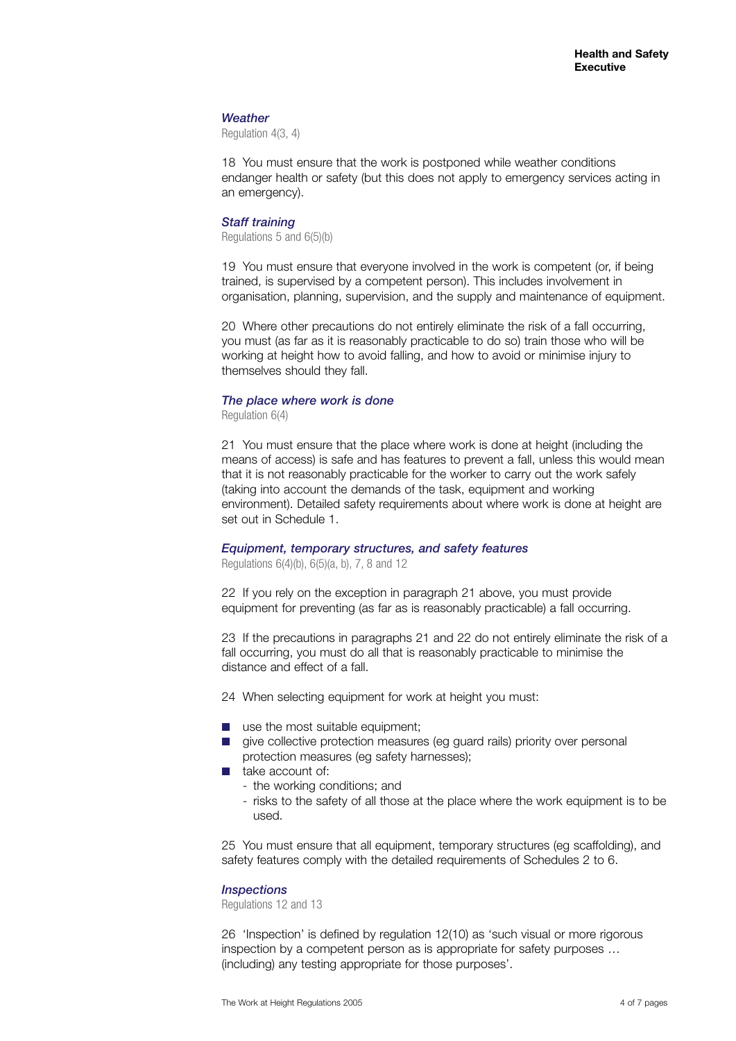### *Weather*

Regulation 4(3, 4)

18 You must ensure that the work is postponed while weather conditions endanger health or safety (but this does not apply to emergency services acting in an emergency).

### *Staff training*

Regulations 5 and 6(5)(b)

19 You must ensure that everyone involved in the work is competent (or, if being trained, is supervised by a competent person). This includes involvement in organisation, planning, supervision, and the supply and maintenance of equipment.

20 Where other precautions do not entirely eliminate the risk of a fall occurring, you must (as far as it is reasonably practicable to do so) train those who will be working at height how to avoid falling, and how to avoid or minimise injury to themselves should they fall.

### *The place where work is done*

Regulation 6(4)

21 You must ensure that the place where work is done at height (including the means of access) is safe and has features to prevent a fall, unless this would mean that it is not reasonably practicable for the worker to carry out the work safely (taking into account the demands of the task, equipment and working environment). Detailed safety requirements about where work is done at height are set out in Schedule 1.

### *Equipment, temporary structures, and safety features*

Regulations 6(4)(b), 6(5)(a, b), 7, 8 and 12

22 If you rely on the exception in paragraph 21 above, you must provide equipment for preventing (as far as is reasonably practicable) a fall occurring.

23 If the precautions in paragraphs 21 and 22 do not entirely eliminate the risk of a fall occurring, you must do all that is reasonably practicable to minimise the distance and effect of a fall.

24 When selecting equipment for work at height you must:

- use the most suitable equipment;
- give collective protection measures (eg guard rails) priority over personal protection measures (eg safety harnesses);
- take account of:
  - the working conditions; and
  - risks to the safety of all those at the place where the work equipment is to be used.

25 You must ensure that all equipment, temporary structures (eg scaffolding), and safety features comply with the detailed requirements of Schedules 2 to 6.

### *Inspections*

Regulations 12 and 13

26 'Inspection' is defined by regulation 12(10) as 'such visual or more rigorous inspection by a competent person as is appropriate for safety purposes … (including) any testing appropriate for those purposes'.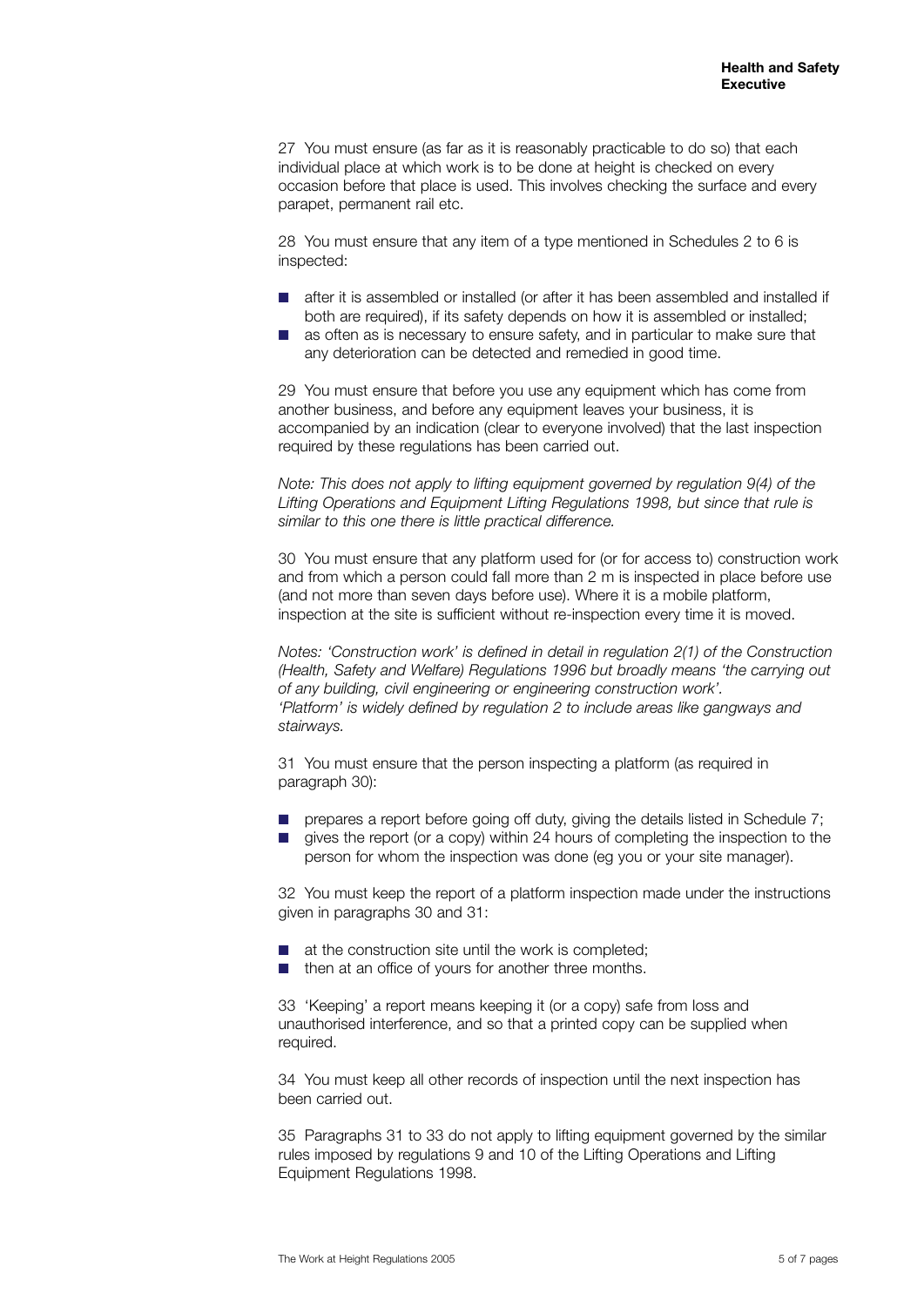27 You must ensure (as far as it is reasonably practicable to do so) that each individual place at which work is to be done at height is checked on every occasion before that place is used. This involves checking the surface and every parapet, permanent rail etc.

28 You must ensure that any item of a type mentioned in Schedules 2 to 6 is inspected:

- after it is assembled or installed (or after it has been assembled and installed if both are required), if its safety depends on how it is assembled or installed;
- as often as is necessary to ensure safety, and in particular to make sure that any deterioration can be detected and remedied in good time.

29 You must ensure that before you use any equipment which has come from another business, and before any equipment leaves your business, it is accompanied by an indication (clear to everyone involved) that the last inspection required by these regulations has been carried out.

*Note: This does not apply to lifting equipment governed by regulation 9(4) of the Lifting Operations and Equipment Lifting Regulations 1998, but since that rule is similar to this one there is little practical difference.*

30 You must ensure that any platform used for (or for access to) construction work and from which a person could fall more than 2 m is inspected in place before use (and not more than seven days before use). Where it is a mobile platform, inspection at the site is sufficient without re-inspection every time it is moved.

*Notes: 'Construction work' is defined in detail in regulation 2(1) of the Construction (Health, Safety and Welfare) Regulations 1996 but broadly means 'the carrying out of any building, civil engineering or engineering construction work'.*
*'Platform' is widely defined by regulation 2 to include areas like gangways and stairways.*

31 You must ensure that the person inspecting a platform (as required in paragraph 30):

- prepares a report before going off duty, giving the details listed in Schedule 7;
- gives the report (or a copy) within 24 hours of completing the inspection to the person for whom the inspection was done (eg you or your site manager).

32 You must keep the report of a platform inspection made under the instructions given in paragraphs 30 and 31:

- at the construction site until the work is completed;
- then at an office of yours for another three months.

33 'Keeping' a report means keeping it (or a copy) safe from loss and unauthorised interference, and so that a printed copy can be supplied when required.

34 You must keep all other records of inspection until the next inspection has been carried out.

35 Paragraphs 31 to 33 do not apply to lifting equipment governed by the similar rules imposed by regulations 9 and 10 of the Lifting Operations and Lifting Equipment Regulations 1998.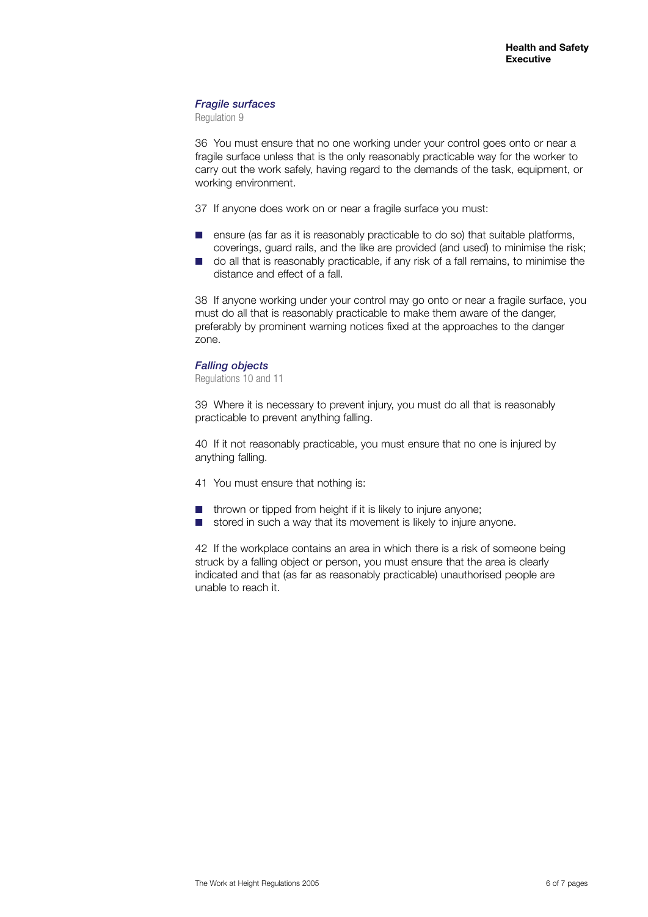### *Fragile surfaces*

Regulation 9

36 You must ensure that no one working under your control goes onto or near a fragile surface unless that is the only reasonably practicable way for the worker to carry out the work safely, having regard to the demands of the task, equipment, or working environment.

37 If anyone does work on or near a fragile surface you must:

- ensure (as far as it is reasonably practicable to do so) that suitable platforms, coverings, guard rails, and the like are provided (and used) to minimise the risk;
- do all that is reasonably practicable, if any risk of a fall remains, to minimise the distance and effect of a fall.

38 If anyone working under your control may go onto or near a fragile surface, you must do all that is reasonably practicable to make them aware of the danger, preferably by prominent warning notices fixed at the approaches to the danger zone.

### *Falling objects*

Regulations 10 and 11

39 Where it is necessary to prevent injury, you must do all that is reasonably practicable to prevent anything falling.

40 If it not reasonably practicable, you must ensure that no one is injured by anything falling.

41 You must ensure that nothing is:

- thrown or tipped from height if it is likely to injure anyone;
- stored in such a way that its movement is likely to injure anyone.

42 If the workplace contains an area in which there is a risk of someone being struck by a falling object or person, you must ensure that the area is clearly indicated and that (as far as reasonably practicable) unauthorised people are unable to reach it.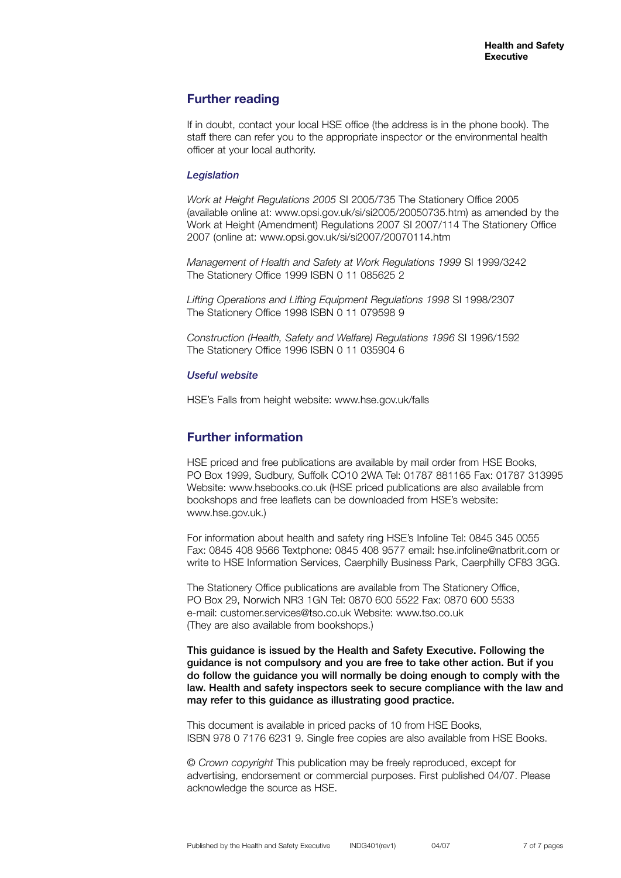## Further reading

If in doubt, contact your local HSE office (the address is in the phone book). The staff there can refer you to the appropriate inspector or the environmental health officer at your local authority.

### *Legislation*

*Work at Height Regulations 2005* SI 2005/735 The Stationery Office 2005 (available online at: www.opsi.gov.uk/si/si2005/20050735.htm) as amended by the Work at Height (Amendment) Regulations 2007 SI 2007/114 The Stationery Office 2007 (online at: www.opsi.gov.uk/si/si2007/20070114.htm

*Management of Health and Safety at Work Regulations 1999* SI 1999/3242 The Stationery Office 1999 ISBN 0 11 085625 2

*Lifting Operations and Lifting Equipment Regulations 1998* SI 1998/2307 The Stationery Office 1998 ISBN 0 11 079598 9

*Construction (Health, Safety and Welfare) Regulations 1996* SI 1996/1592 The Stationery Office 1996 ISBN 0 11 035904 6

### *Useful website*

HSE's Falls from height website: www.hse.gov.uk/falls

## Further information

HSE priced and free publications are available by mail order from HSE Books, PO Box 1999, Sudbury, Suffolk CO10 2WA Tel: 01787 881165 Fax: 01787 313995 Website: www.hsebooks.co.uk (HSE priced publications are also available from bookshops and free leaflets can be downloaded from HSE's website: www.hse.gov.uk.)

For information about health and safety ring HSE's Infoline Tel: 0845 345 0055 Fax: 0845 408 9566 Textphone: 0845 408 9577 email: hse.infoline@natbrit.com or write to HSE Information Services, Caerphilly Business Park, Caerphilly CF83 3GG.

The Stationery Office publications are available from The Stationery Office, PO Box 29, Norwich NR3 1GN Tel: 0870 600 5522 Fax: 0870 600 5533 e-mail: customer.services@tso.co.uk Website: www.tso.co.uk (They are also available from bookshops.)

**This guidance is issued by the Health and Safety Executive. Following the guidance is not compulsory and you are free to take other action. But if you do follow the guidance you will normally be doing enough to comply with the law. Health and safety inspectors seek to secure compliance with the law and may refer to this guidance as illustrating good practice.**

This document is available in priced packs of 10 from HSE Books, ISBN 978 0 7176 6231 9. Single free copies are also available from HSE Books.

© *Crown copyright* This publication may be freely reproduced, except for advertising, endorsement or commercial purposes. First published 04/07. Please acknowledge the source as HSE.

Published by the Health and Safety Executive INDG401(rev1) 04/07